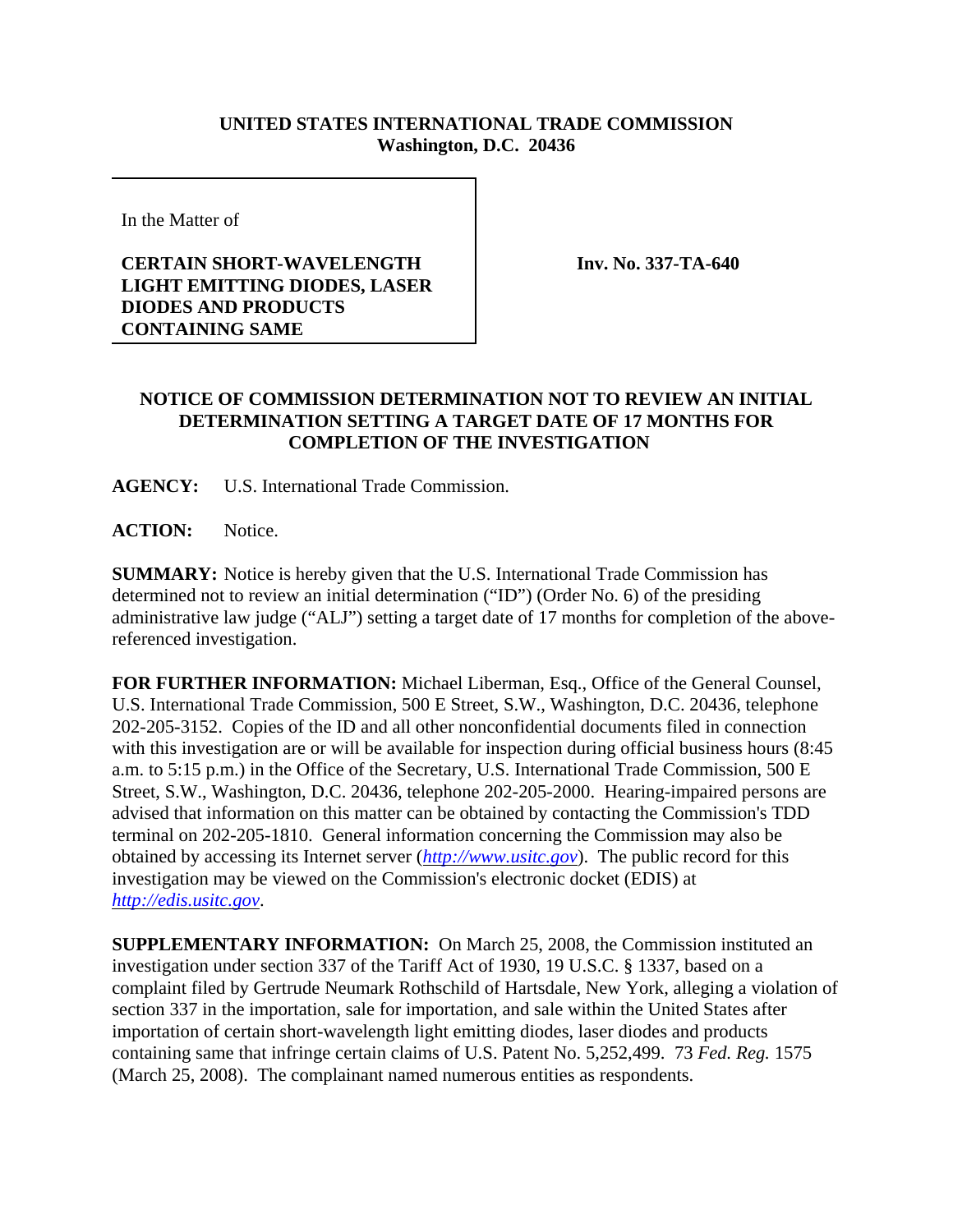**UNITED STATES INTERNATIONAL TRADE COMMISSION**
**Washington, D.C. 20436**

In the Matter of

**CERTAIN SHORT-WAVELENGTH LIGHT EMITTING DIODES, LASER DIODES AND PRODUCTS CONTAINING SAME**

**Inv. No. 337-TA-640**

**NOTICE OF COMMISSION DETERMINATION NOT TO REVIEW AN INITIAL DETERMINATION SETTING A TARGET DATE OF 17 MONTHS FOR COMPLETION OF THE INVESTIGATION**

**AGENCY:** U.S. International Trade Commission.

**ACTION:** Notice.

**SUMMARY:** Notice is hereby given that the U.S. International Trade Commission has determined not to review an initial determination ("ID") (Order No. 6) of the presiding administrative law judge ("ALJ") setting a target date of 17 months for completion of the above-referenced investigation.

**FOR FURTHER INFORMATION:** Michael Liberman, Esq., Office of the General Counsel, U.S. International Trade Commission, 500 E Street, S.W., Washington, D.C. 20436, telephone 202-205-3152. Copies of the ID and all other nonconfidential documents filed in connection with this investigation are or will be available for inspection during official business hours (8:45 a.m. to 5:15 p.m.) in the Office of the Secretary, U.S. International Trade Commission, 500 E Street, S.W., Washington, D.C. 20436, telephone 202-205-2000. Hearing-impaired persons are advised that information on this matter can be obtained by contacting the Commission's TDD terminal on 202-205-1810. General information concerning the Commission may also be obtained by accessing its Internet server (*http://www.usitc.gov*). The public record for this investigation may be viewed on the Commission's electronic docket (EDIS) at *http://edis.usitc.gov*.

**SUPPLEMENTARY INFORMATION:** On March 25, 2008, the Commission instituted an investigation under section 337 of the Tariff Act of 1930, 19 U.S.C. § 1337, based on a complaint filed by Gertrude Neumark Rothschild of Hartsdale, New York, alleging a violation of section 337 in the importation, sale for importation, and sale within the United States after importation of certain short-wavelength light emitting diodes, laser diodes and products containing same that infringe certain claims of U.S. Patent No. 5,252,499. 73 *Fed. Reg.* 1575 (March 25, 2008). The complainant named numerous entities as respondents.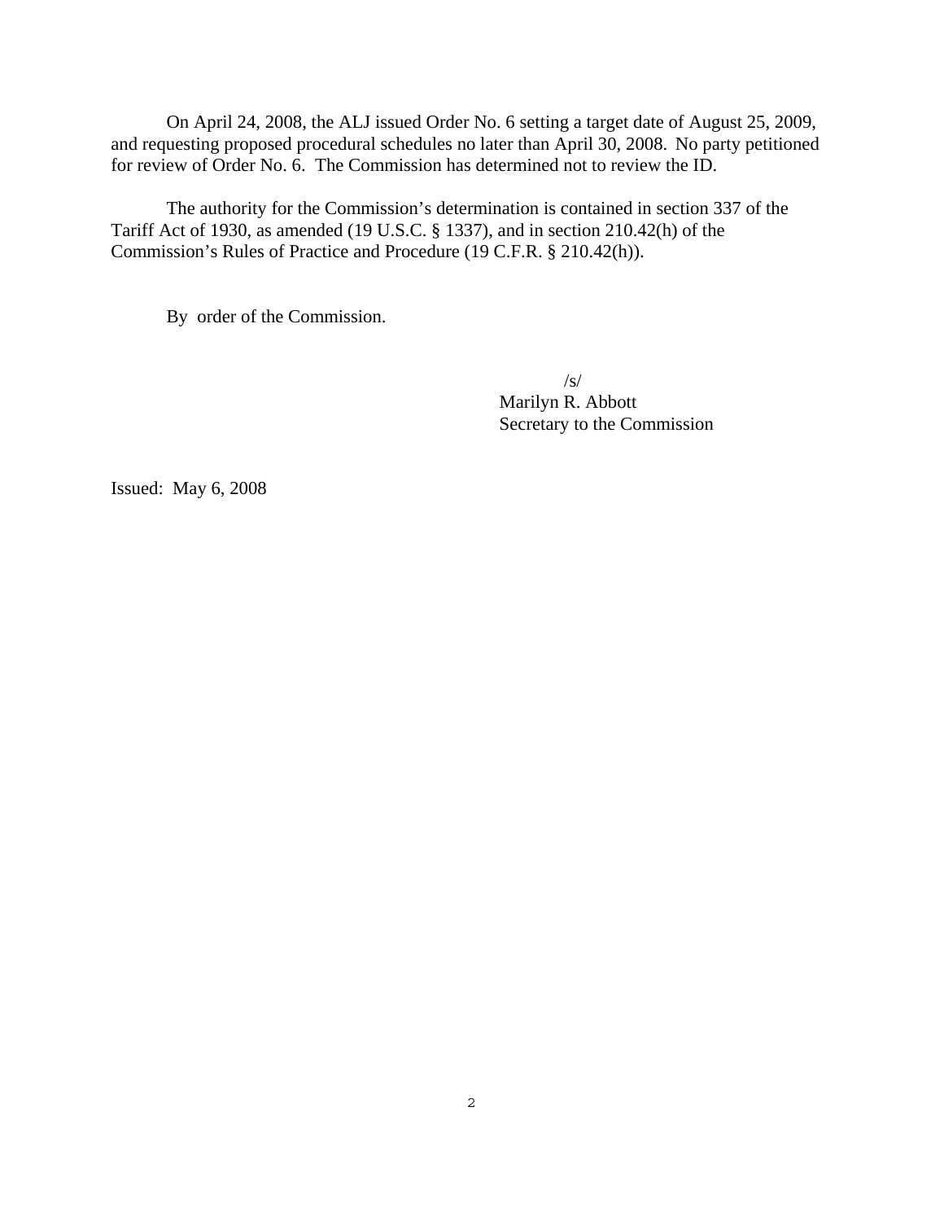On April 24, 2008, the ALJ issued Order No. 6 setting a target date of August 25, 2009, and requesting proposed procedural schedules no later than April 30, 2008. No party petitioned for review of Order No. 6. The Commission has determined not to review the ID.

The authority for the Commission's determination is contained in section 337 of the Tariff Act of 1930, as amended (19 U.S.C. § 1337), and in section 210.42(h) of the Commission's Rules of Practice and Procedure (19 C.F.R. § 210.42(h)).

By order of the Commission.

/s/
Marilyn R. Abbott
Secretary to the Commission

Issued: May 6, 2008